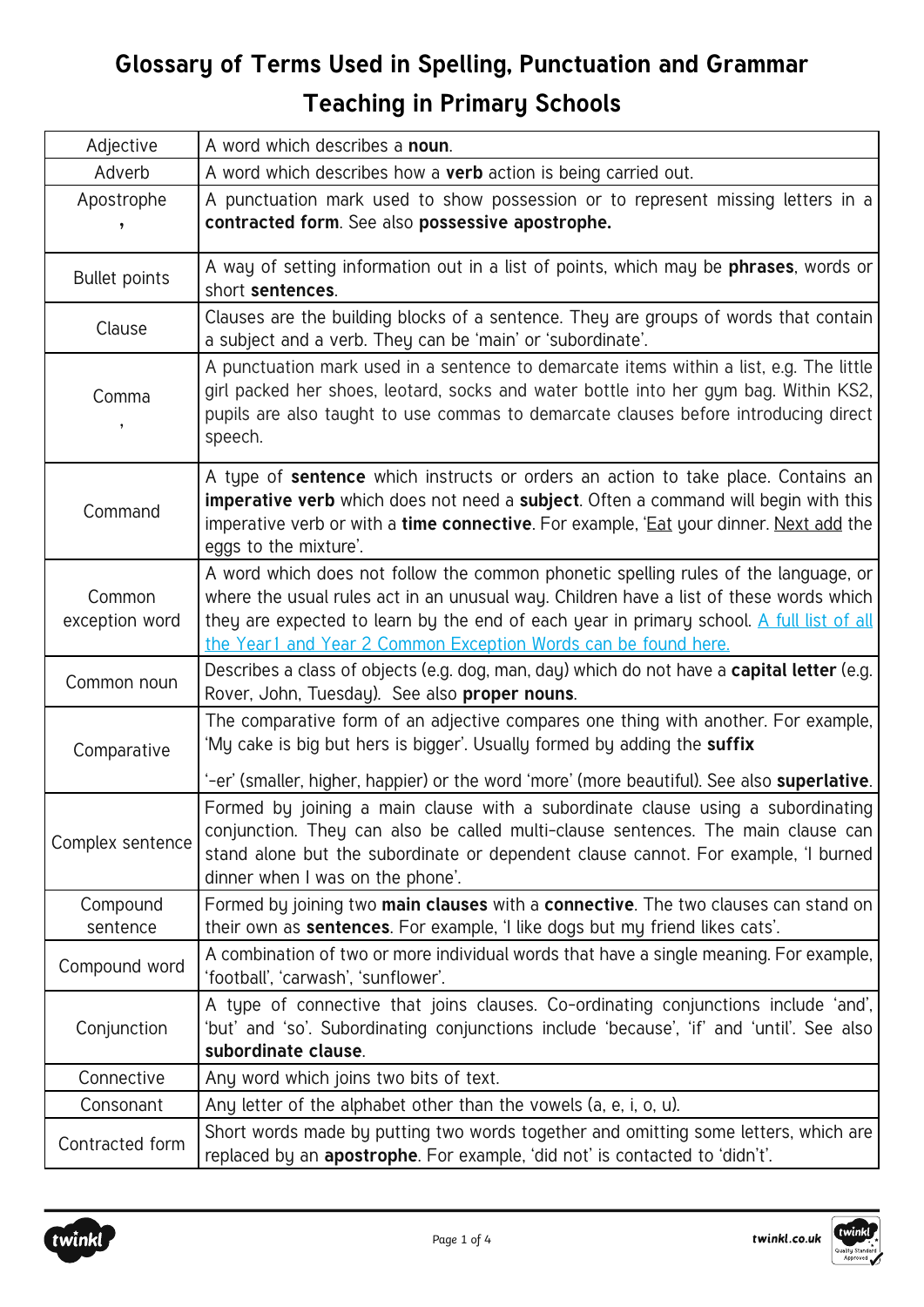# Glossary of Terms Used in Spelling, Punctuation and Grammar Teaching in Primary Schools

| | |
|---|---|
| Adjective | A word which describes a **noun**. |
| Adverb | A word which describes how a **verb** action is being carried out. |
| Apostrophe ’ | A punctuation mark used to show possession or to represent missing letters in a **contracted form**. See also **possessive apostrophe.** |
| Bullet points | A way of setting information out in a list of points, which may be **phrases**, words or short **sentences**. |
| Clause | Clauses are the building blocks of a sentence. They are groups of words that contain a subject and a verb. They can be ‘main’ or ‘subordinate’. |
| Comma , | A punctuation mark used in a sentence to demarcate items within a list, e.g. The little girl packed her shoes, leotard, socks and water bottle into her gym bag. Within KS2, pupils are also taught to use commas to demarcate clauses before introducing direct speech. |
| Command | A type of **sentence** which instructs or orders an action to take place. Contains an **imperative verb** which does not need a **subject**. Often a command will begin with this imperative verb or with a **time connective**. For example, ‘Eat your dinner. Next add the eggs to the mixture’. |
| Common exception word | A word which does not follow the common phonetic spelling rules of the language, or where the usual rules act in an unusual way. Children have a list of these words which they are expected to learn by the end of each year in primary school. A full list of all the Year 1 and Year 2 Common Exception Words can be found here. |
| Common noun | Describes a class of objects (e.g. dog, man, day) which do not have a **capital letter** (e.g. Rover, John, Tuesday). See also **proper nouns**. |
| Comparative | The comparative form of an adjective compares one thing with another. For example, ‘My cake is big but hers is bigger’. Usually formed by adding the **suffix** ‘-er’ (smaller, higher, happier) or the word ‘more’ (more beautiful). See also **superlative**. |
| Complex sentence | Formed by joining a main clause with a subordinate clause using a subordinating conjunction. They can also be called multi-clause sentences. The main clause can stand alone but the subordinate or dependent clause cannot. For example, ‘I burned dinner when I was on the phone’. |
| Compound sentence | Formed by joining two **main clauses** with a **connective**. The two clauses can stand on their own as **sentences**. For example, ‘I like dogs but my friend likes cats’. |
| Compound word | A combination of two or more individual words that have a single meaning. For example, ‘football’, ‘carwash’, ‘sunflower’. |
| Conjunction | A type of connective that joins clauses. Co-ordinating conjunctions include ‘and’, ‘but’ and ‘so’. Subordinating conjunctions include ‘because’, ‘if’ and ‘until’. See also **subordinate clause**. |
| Connective | Any word which joins two bits of text. |
| Consonant | Any letter of the alphabet other than the vowels (a, e, i, o, u). |
| Contracted form | Short words made by putting two words together and omitting some letters, which are replaced by an **apostrophe**. For example, ‘did not’ is contacted to ‘didn’t’. |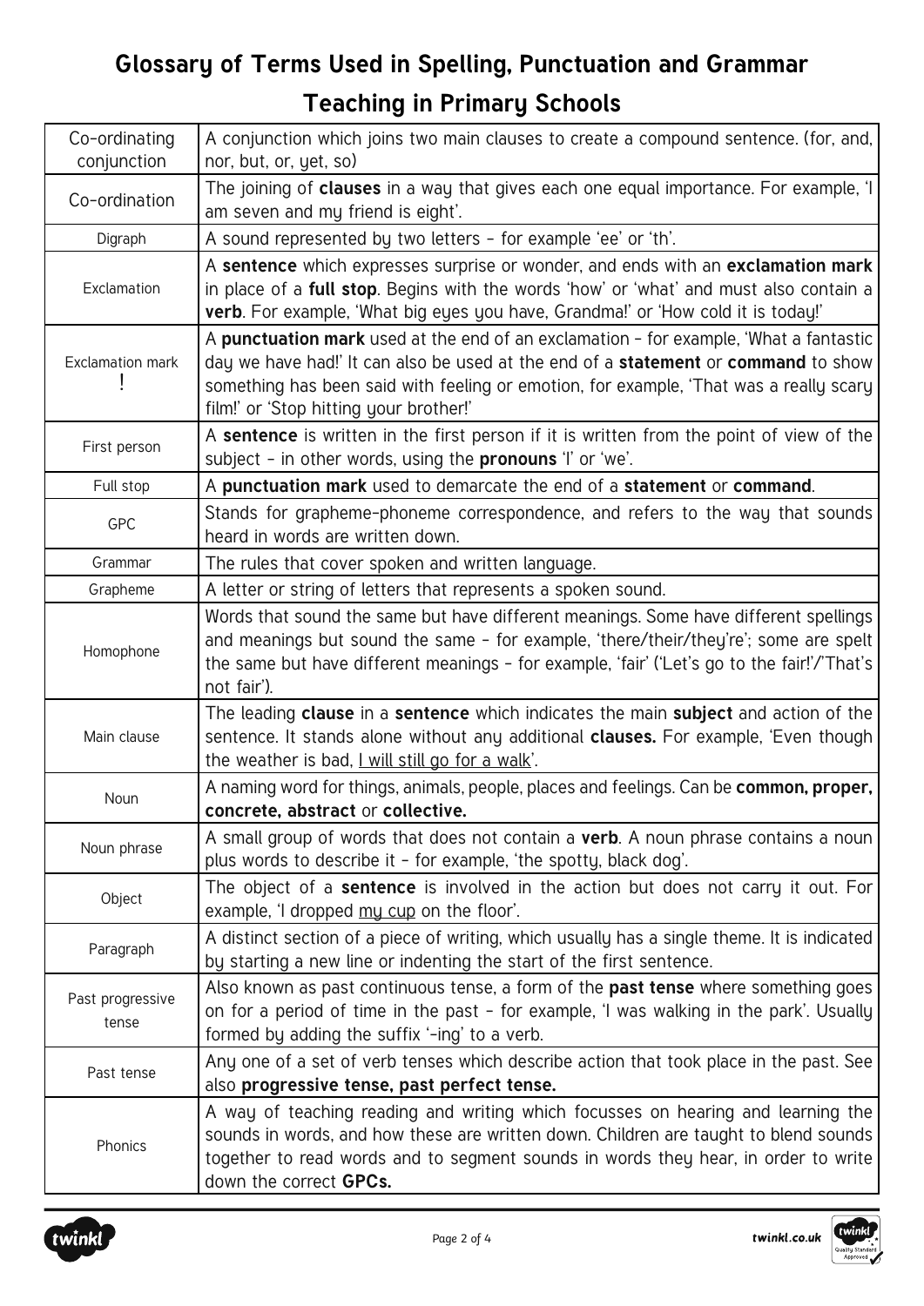# Glossary of Terms Used in Spelling, Punctuation and Grammar Teaching in Primary Schools

| Term | Definition |
|---|---|
| Co-ordinating conjunction | A conjunction which joins two main clauses to create a compound sentence. (for, and, nor, but, or, yet, so) |
| Co-ordination | The joining of **clauses** in a way that gives each one equal importance. For example, 'I am seven and my friend is eight'. |
| Digraph | A sound represented by two letters – for example 'ee' or 'th'. |
| Exclamation | A **sentence** which expresses surprise or wonder, and ends with an **exclamation mark** in place of a **full stop**. Begins with the words 'how' or 'what' and must also contain a **verb**. For example, 'What big eyes you have, Grandma!' or 'How cold it is today!' |
| Exclamation mark ! | A **punctuation mark** used at the end of an exclamation – for example, 'What a fantastic day we have had!' It can also be used at the end of a **statement** or **command** to show something has been said with feeling or emotion, for example, 'That was a really scary film!' or 'Stop hitting your brother!' |
| First person | A **sentence** is written in the first person if it is written from the point of view of the subject – in other words, using the **pronouns** 'I' or 'we'. |
| Full stop | A **punctuation mark** used to demarcate the end of a **statement** or **command**. |
| GPC | Stands for grapheme-phoneme correspondence, and refers to the way that sounds heard in words are written down. |
| Grammar | The rules that cover spoken and written language. |
| Grapheme | A letter or string of letters that represents a spoken sound. |
| Homophone | Words that sound the same but have different meanings. Some have different spellings and meanings but sound the same – for example, 'there/their/they're'; some are spelt the same but have different meanings – for example, 'fair' ('Let's go to the fair!'/'That's not fair'). |
| Main clause | The leading **clause** in a **sentence** which indicates the main **subject** and action of the sentence. It stands alone without any additional **clauses.** For example, 'Even though the weather is bad, <u>I will still go for a walk</u>'. |
| Noun | A naming word for things, animals, people, places and feelings. Can be **common, proper, concrete, abstract** or **collective.** |
| Noun phrase | A small group of words that does not contain a **verb**. A noun phrase contains a noun plus words to describe it – for example, 'the spotty, black dog'. |
| Object | The object of a **sentence** is involved in the action but does not carry it out. For example, 'I dropped <u>my cup</u> on the floor'. |
| Paragraph | A distinct section of a piece of writing, which usually has a single theme. It is indicated by starting a new line or indenting the start of the first sentence. |
| Past progressive tense | Also known as past continuous tense, a form of the **past tense** where something goes on for a period of time in the past – for example, 'I was walking in the park'. Usually formed by adding the suffix '-ing' to a verb. |
| Past tense | Any one of a set of verb tenses which describe action that took place in the past. See also **progressive tense, past perfect tense.** |
| Phonics | A way of teaching reading and writing which focusses on hearing and learning the sounds in words, and how these are written down. Children are taught to blend sounds together to read words and to segment sounds in words they hear, in order to write down the correct **GPCs.** |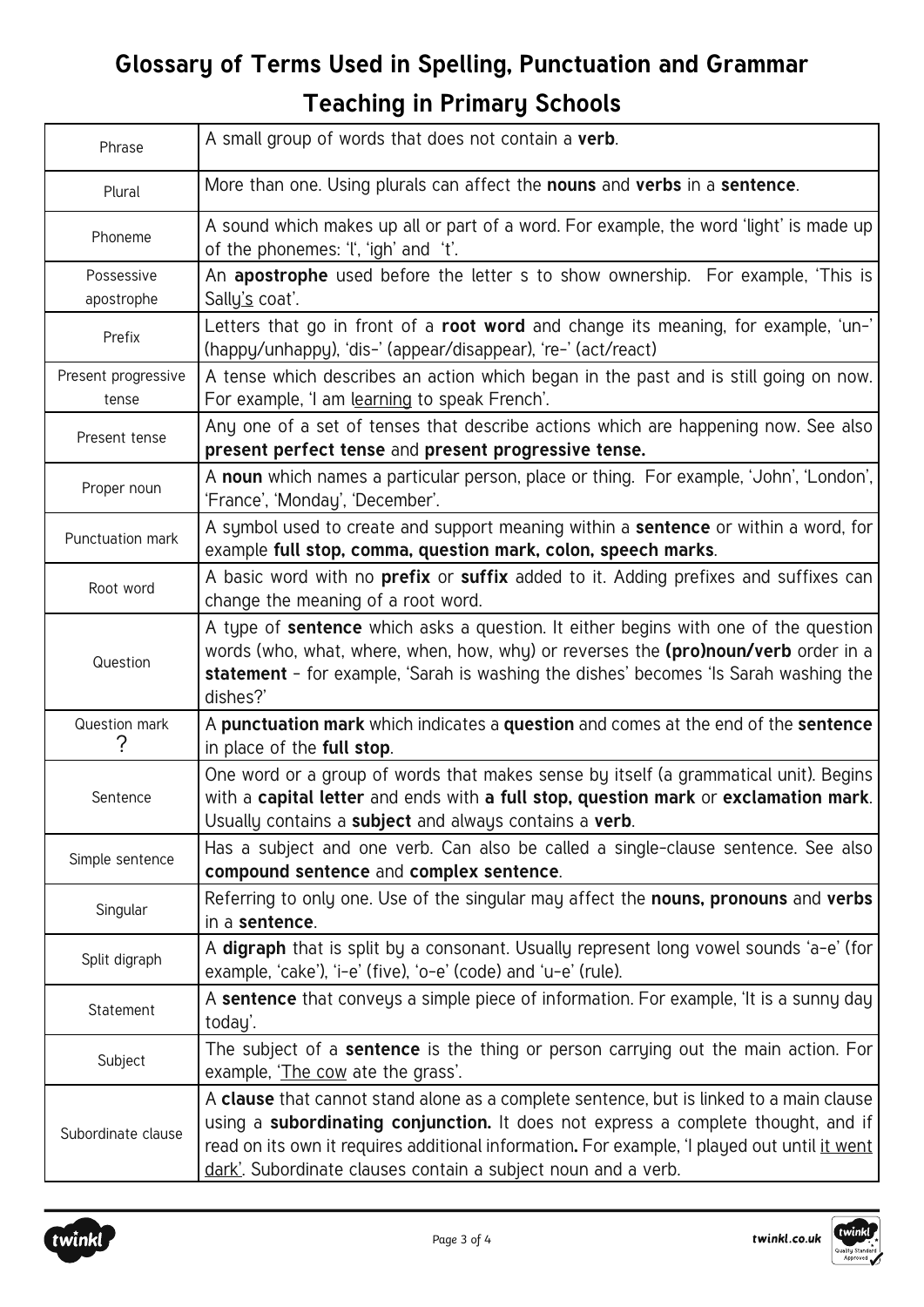# Glossary of Terms Used in Spelling, Punctuation and Grammar Teaching in Primary Schools

| | |
|---|---|
| Phrase | A small group of words that does not contain a **verb**. |
| Plural | More than one. Using plurals can affect the **nouns** and **verbs** in a **sentence**. |
| Phoneme | A sound which makes up all or part of a word. For example, the word 'light' is made up of the phonemes: 'l', 'igh' and 't'. |
| Possessive apostrophe | An **apostrophe** used before the letter s to show ownership. For example, 'This is Sally's coat'. |
| Prefix | Letters that go in front of a **root word** and change its meaning, for example, 'un-' (happy/unhappy), 'dis-' (appear/disappear), 're-' (act/react) |
| Present progressive tense | A tense which describes an action which began in the past and is still going on now. For example, 'I am learning to speak French'. |
| Present tense | Any one of a set of tenses that describe actions which are happening now. See also **present perfect tense** and **present progressive tense.** |
| Proper noun | A **noun** which names a particular person, place or thing. For example, 'John', 'London', 'France', 'Monday', 'December'. |
| Punctuation mark | A symbol used to create and support meaning within a **sentence** or within a word, for example **full stop, comma, question mark, colon, speech marks**. |
| Root word | A basic word with no **prefix** or **suffix** added to it. Adding prefixes and suffixes can change the meaning of a root word. |
| Question | A type of **sentence** which asks a question. It either begins with one of the question words (who, what, where, when, how, why) or reverses the **(pro)noun/verb** order in a **statement** - for example, 'Sarah is washing the dishes' becomes 'Is Sarah washing the dishes?' |
| Question mark ? | A **punctuation mark** which indicates a **question** and comes at the end of the **sentence** in place of the **full stop**. |
| Sentence | One word or a group of words that makes sense by itself (a grammatical unit). Begins with a **capital letter** and ends with **a full stop, question mark** or **exclamation mark**. Usually contains a **subject** and always contains a **verb**. |
| Simple sentence | Has a subject and one verb. Can also be called a single-clause sentence. See also **compound sentence** and **complex sentence**. |
| Singular | Referring to only one. Use of the singular may affect the **nouns, pronouns** and **verbs** in a **sentence**. |
| Split digraph | A **digraph** that is split by a consonant. Usually represent long vowel sounds 'a-e' (for example, 'cake'), 'i-e' (five), 'o-e' (code) and 'u-e' (rule). |
| Statement | A **sentence** that conveys a simple piece of information. For example, 'It is a sunny day today'. |
| Subject | The subject of a **sentence** is the thing or person carrying out the main action. For example, 'The cow ate the grass'. |
| Subordinate clause | A **clause** that cannot stand alone as a complete sentence, but is linked to a main clause using a **subordinating conjunction.** It does not express a complete thought, and if read on its own it requires additional information**.** For example, 'I played out until it went dark'. Subordinate clauses contain a subject noun and a verb. |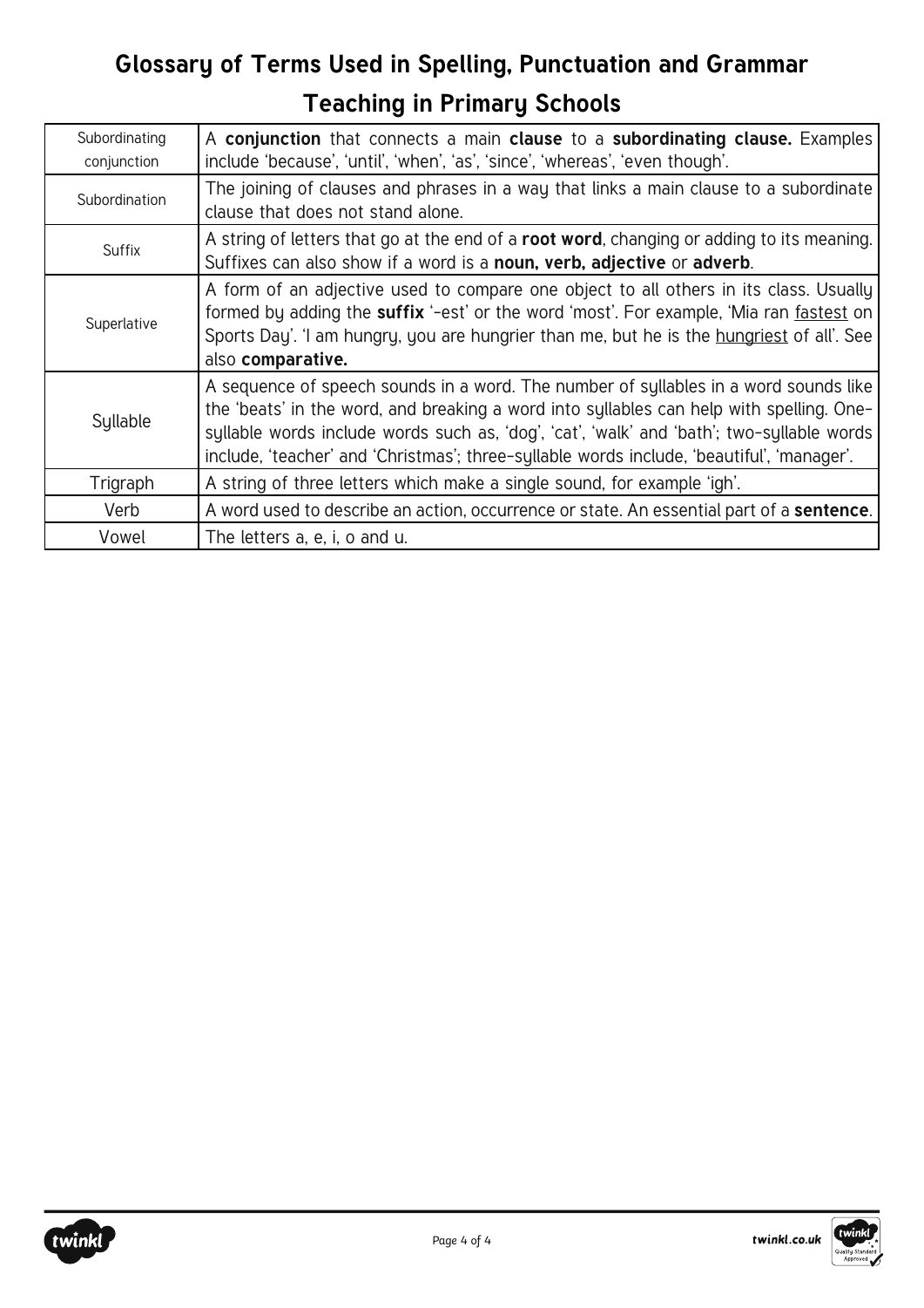# Glossary of Terms Used in Spelling, Punctuation and Grammar Teaching in Primary Schools

| | |
|---|---|
| Subordinating conjunction | A **conjunction** that connects a main **clause** to a **subordinating clause.** Examples include 'because', 'until', 'when', 'as', 'since', 'whereas', 'even though'. |
| Subordination | The joining of clauses and phrases in a way that links a main clause to a subordinate clause that does not stand alone. |
| Suffix | A string of letters that go at the end of a **root word**, changing or adding to its meaning. Suffixes can also show if a word is a **noun, verb, adjective** or **adverb**. |
| Superlative | A form of an adjective used to compare one object to all others in its class. Usually formed by adding the **suffix** '-est' or the word 'most'. For example, 'Mia ran fastest on Sports Day'. 'I am hungry, you are hungrier than me, but he is the hungriest of all'. See also **comparative.** |
| Syllable | A sequence of speech sounds in a word. The number of syllables in a word sounds like the 'beats' in the word, and breaking a word into syllables can help with spelling. One-syllable words include words such as, 'dog', 'cat', 'walk' and 'bath'; two-syllable words include, 'teacher' and 'Christmas'; three-syllable words include, 'beautiful', 'manager'. |
| Trigraph | A string of three letters which make a single sound, for example 'igh'. |
| Verb | A word used to describe an action, occurrence or state. An essential part of a **sentence**. |
| Vowel | The letters a, e, i, o and u. |